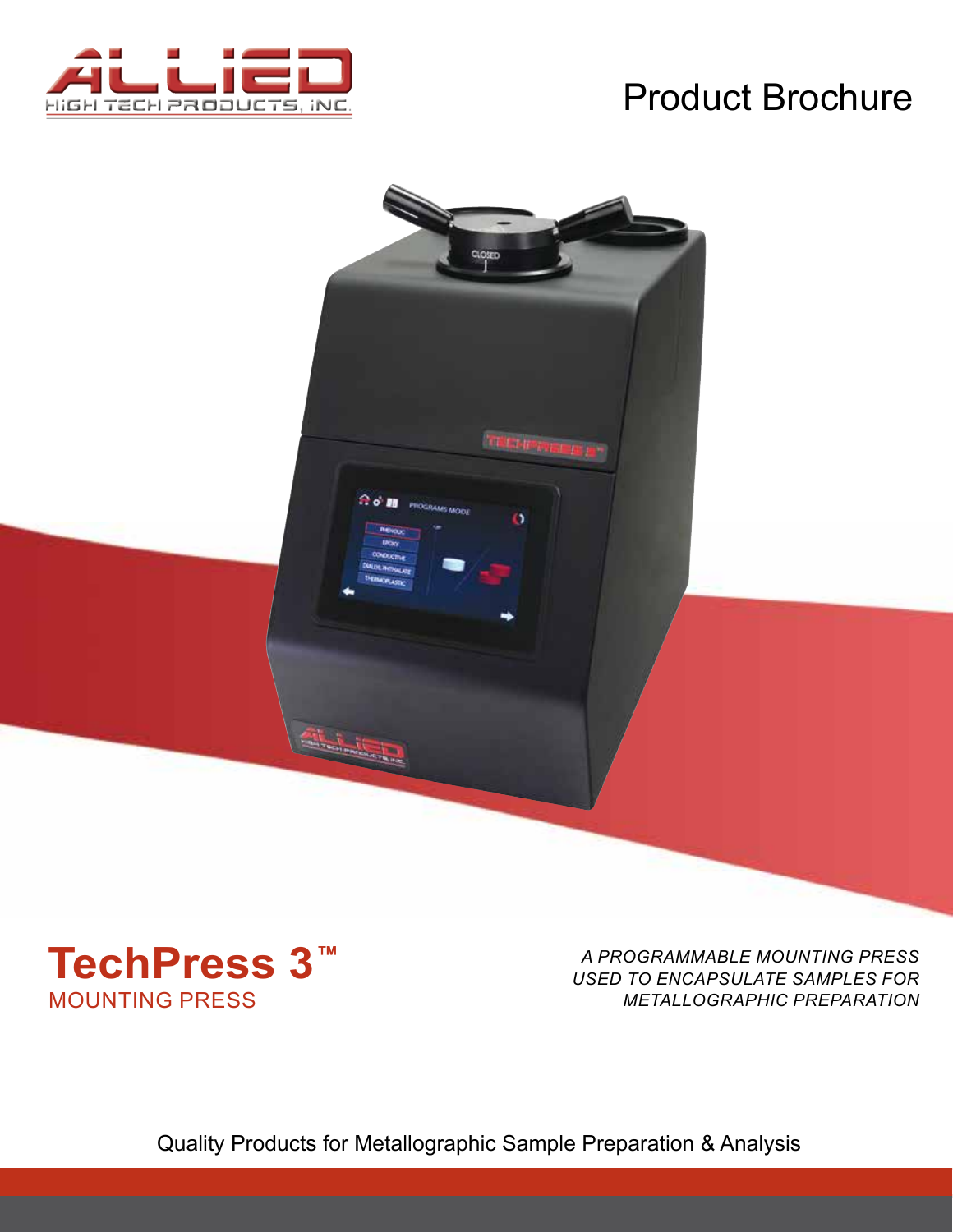# Product Brochure

# TechPress 3™

## MOUNTING PRESS

*A PROGRAMMABLE MOUNTING PRESS USED TO ENCAPSULATE SAMPLES FOR METALLOGRAPHIC PREPARATION*

Quality Products for Metallographic Sample Preparation & Analysis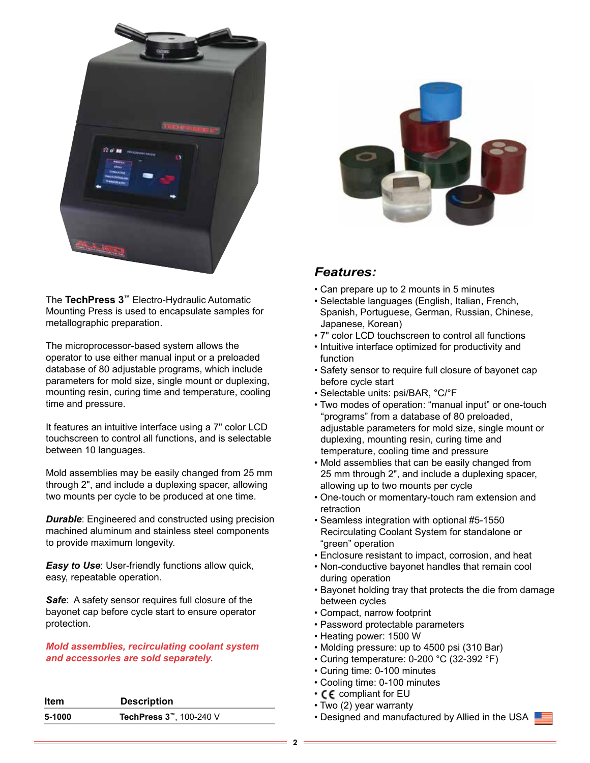The **TechPress 3**™ Electro-Hydraulic Automatic Mounting Press is used to encapsulate samples for metallographic preparation.

The microprocessor-based system allows the operator to use either manual input or a preloaded database of 80 adjustable programs, which include parameters for mold size, single mount or duplexing, mounting resin, curing time and temperature, cooling time and pressure.

It features an intuitive interface using a 7" color LCD touchscreen to control all functions, and is selectable between 10 languages.

Mold assemblies may be easily changed from 25 mm through 2", and include a duplexing spacer, allowing two mounts per cycle to be produced at one time.

***Durable***: Engineered and constructed using precision machined aluminum and stainless steel components to provide maximum longevity.

***Easy to Use***: User-friendly functions allow quick, easy, repeatable operation.

***Safe***: A safety sensor requires full closure of the bayonet cap before cycle start to ensure operator protection.

***Mold assemblies, recirculating coolant system and accessories are sold separately.***

| Item | Description |
|---|---|
| **5-1000** | **TechPress 3**™, 100-240 V |

## *Features:*

- Can prepare up to 2 mounts in 5 minutes
- Selectable languages (English, Italian, French, Spanish, Portuguese, German, Russian, Chinese, Japanese, Korean)
- 7" color LCD touchscreen to control all functions
- Intuitive interface optimized for productivity and function
- Safety sensor to require full closure of bayonet cap before cycle start
- Selectable units: psi/BAR, °C/°F
- Two modes of operation: "manual input" or one-touch "programs" from a database of 80 preloaded, adjustable parameters for mold size, single mount or duplexing, mounting resin, curing time and temperature, cooling time and pressure
- Mold assemblies that can be easily changed from 25 mm through 2", and include a duplexing spacer, allowing up to two mounts per cycle
- One-touch or momentary-touch ram extension and retraction
- Seamless integration with optional #5-1550 Recirculating Coolant System for standalone or "green" operation
- Enclosure resistant to impact, corrosion, and heat
- Non-conductive bayonet handles that remain cool during operation
- Bayonet holding tray that protects the die from damage between cycles
- Compact, narrow footprint
- Password protectable parameters
- Heating power: 1500 W
- Molding pressure: up to 4500 psi (310 Bar)
- Curing temperature: 0-200 °C (32-392 °F)
- Curing time: 0-100 minutes
- Cooling time: 0-100 minutes
- CE compliant for EU
- Two (2) year warranty
- Designed and manufactured by Allied in the USA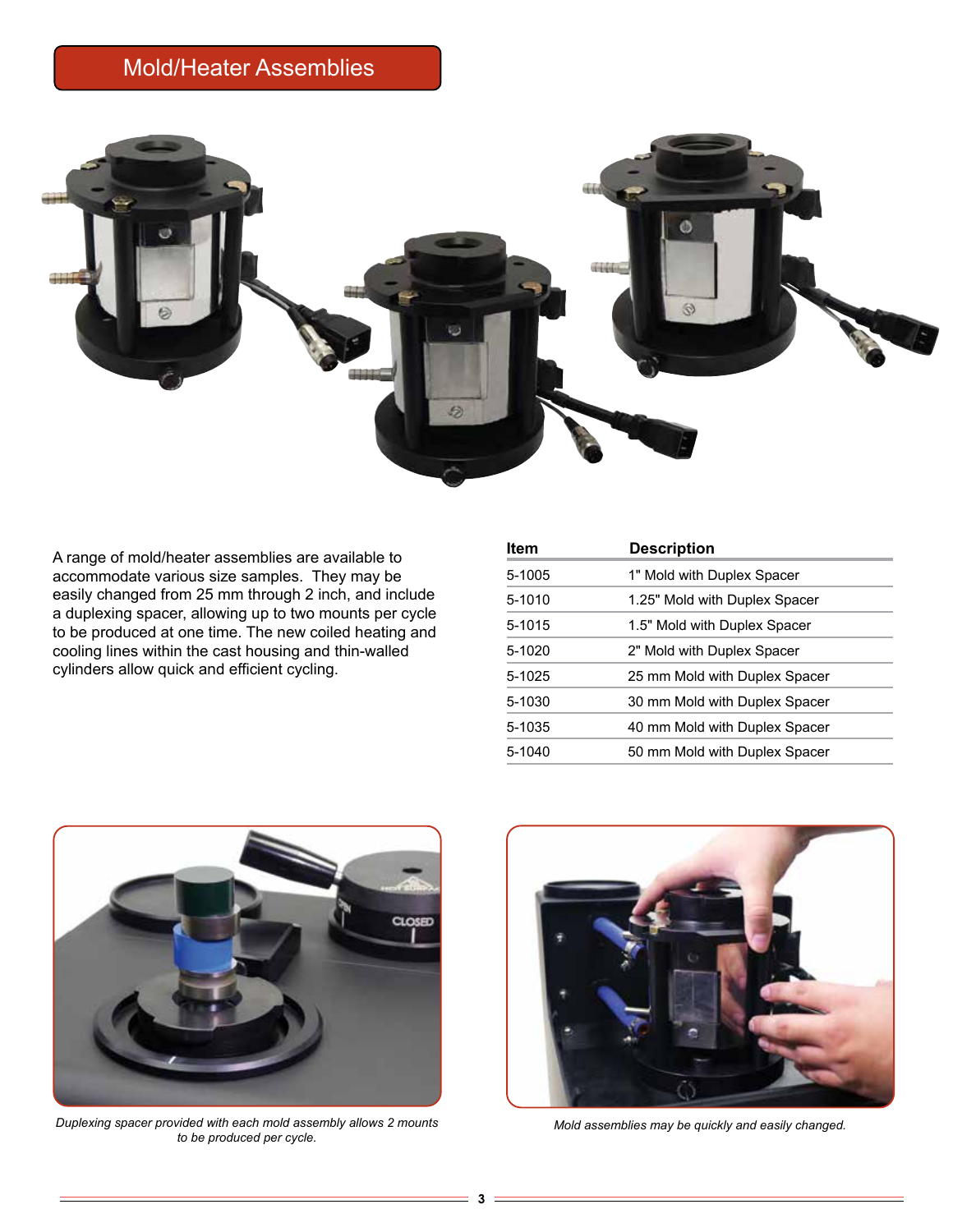## Mold/Heater Assemblies

A range of mold/heater assemblies are available to accommodate various size samples. They may be easily changed from 25 mm through 2 inch, and include a duplexing spacer, allowing up to two mounts per cycle to be produced at one time. The new coiled heating and cooling lines within the cast housing and thin-walled cylinders allow quick and efficient cycling.

| Item | Description |
|---|---|
| 5-1005 | 1" Mold with Duplex Spacer |
| 5-1010 | 1.25" Mold with Duplex Spacer |
| 5-1015 | 1.5" Mold with Duplex Spacer |
| 5-1020 | 2" Mold with Duplex Spacer |
| 5-1025 | 25 mm Mold with Duplex Spacer |
| 5-1030 | 30 mm Mold with Duplex Spacer |
| 5-1035 | 40 mm Mold with Duplex Spacer |
| 5-1040 | 50 mm Mold with Duplex Spacer |

*Duplexing spacer provided with each mold assembly allows 2 mounts to be produced per cycle.*

*Mold assemblies may be quickly and easily changed.*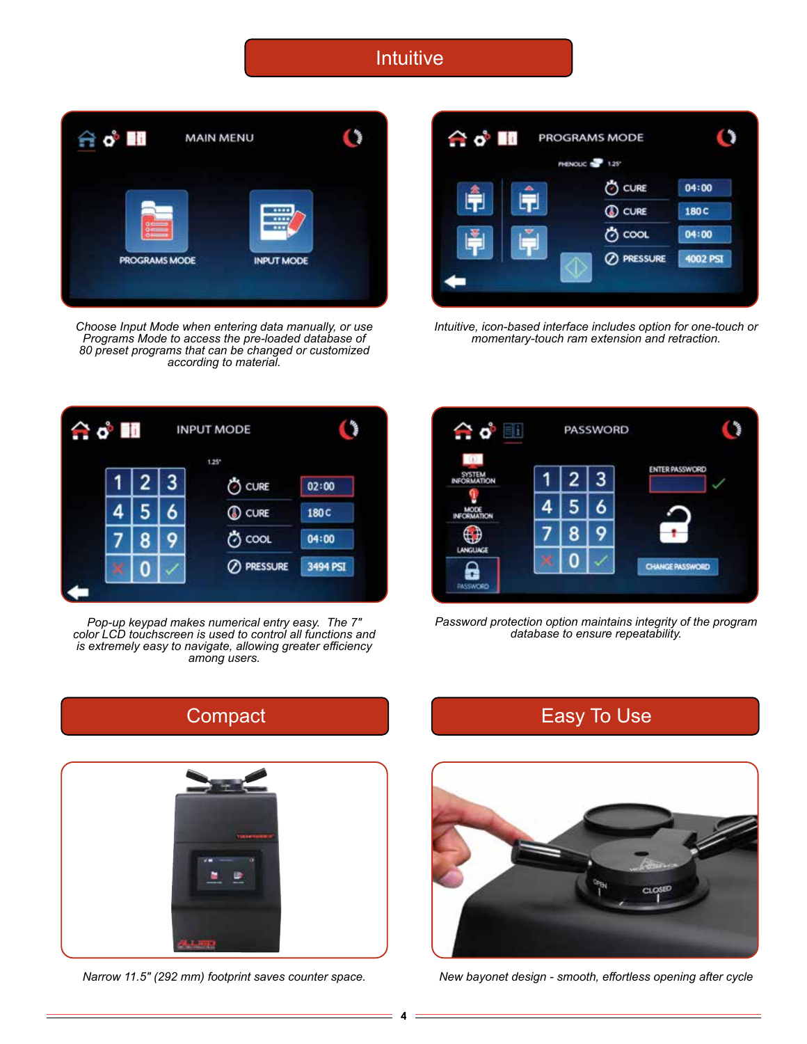## Intuitive

*Choose Input Mode when entering data manually, or use Programs Mode to access the pre-loaded database of 80 preset programs that can be changed or customized according to material.*

*Intuitive, icon-based interface includes option for one-touch or momentary-touch ram extension and retraction.*

*Pop-up keypad makes numerical entry easy. The 7" color LCD touchscreen is used to control all functions and is extremely easy to navigate, allowing greater efficiency among users.*

*Password protection option maintains integrity of the program database to ensure repeatability.*

## Compact

*Narrow 11.5" (292 mm) footprint saves counter space.*

## Easy To Use

*New bayonet design - smooth, effortless opening after cycle*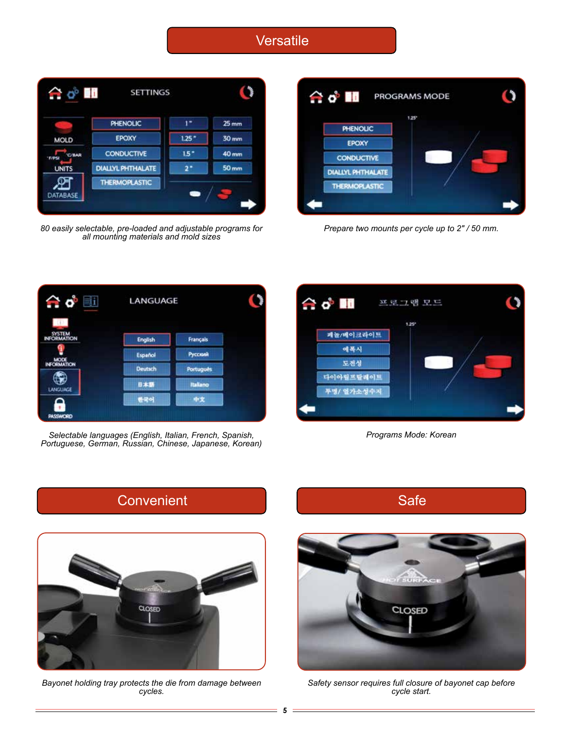# Versatile

*80 easily selectable, pre-loaded and adjustable programs for all mounting materials and mold sizes*

*Prepare two mounts per cycle up to 2" / 50 mm.*

*Selectable languages (English, Italian, French, Spanish, Portuguese, German, Russian, Chinese, Japanese, Korean)*

*Programs Mode: Korean*

# Convenient

*Bayonet holding tray protects the die from damage between cycles.*

# Safe

*Safety sensor requires full closure of bayonet cap before cycle start.*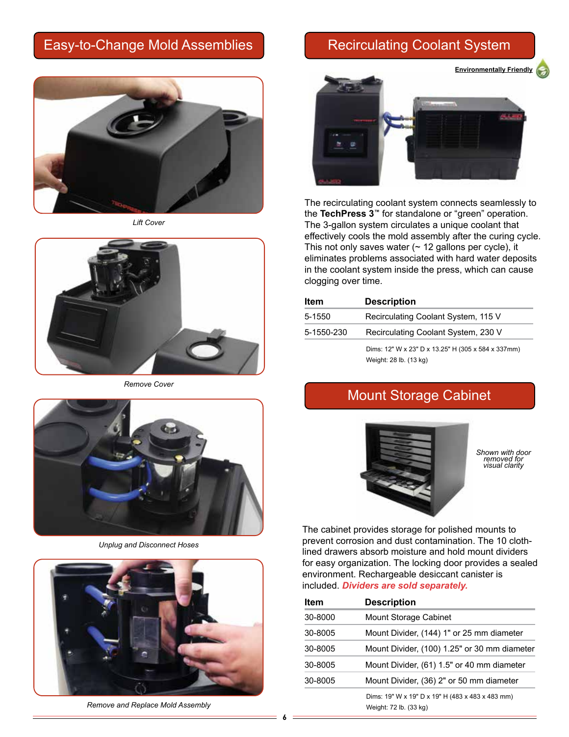## Easy-to-Change Mold Assemblies

*Lift Cover*

*Remove Cover*

*Unplug and Disconnect Hoses*

*Remove and Replace Mold Assembly*

## Recirculating Coolant System

**Environmentally Friendly**

The recirculating coolant system connects seamlessly to the **TechPress 3**™ for standalone or "green" operation. The 3-gallon system circulates a unique coolant that effectively cools the mold assembly after the curing cycle. This not only saves water (~ 12 gallons per cycle), it eliminates problems associated with hard water deposits in the coolant system inside the press, which can cause clogging over time.

| Item | Description |
|---|---|
| 5-1550 | Recirculating Coolant System, 115 V |
| 5-1550-230 | Recirculating Coolant System, 230 V |

Dims: 12" W x 23" D x 13.25" H (305 x 584 x 337mm)
Weight: 28 lb. (13 kg)

## Mount Storage Cabinet

*Shown with door removed for visual clarity*

The cabinet provides storage for polished mounts to prevent corrosion and dust contamination. The 10 cloth-lined drawers absorb moisture and hold mount dividers for easy organization. The locking door provides a sealed environment. Rechargeable desiccant canister is included. ***Dividers are sold separately.***

| Item | Description |
|---|---|
| 30-8000 | Mount Storage Cabinet |
| 30-8005 | Mount Divider, (144) 1" or 25 mm diameter |
| 30-8005 | Mount Divider, (100) 1.25" or 30 mm diameter |
| 30-8005 | Mount Divider, (61) 1.5" or 40 mm diameter |
| 30-8005 | Mount Divider, (36) 2" or 50 mm diameter |

Dims: 19" W x 19" D x 19" H (483 x 483 x 483 mm)
Weight: 72 lb. (33 kg)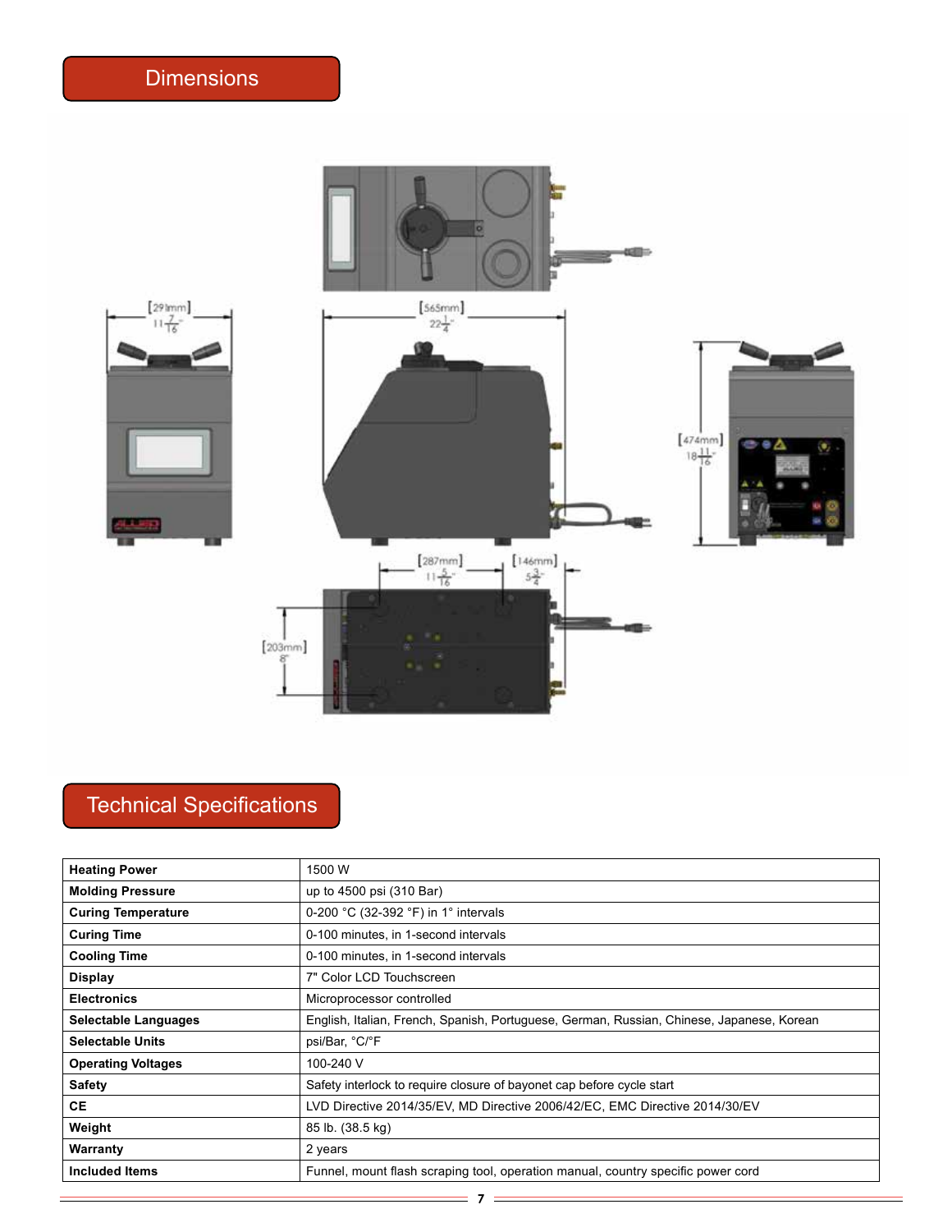## Dimensions

## Technical Specifications

| Heating Power | 1500 W |
|---|---|
| Molding Pressure | up to 4500 psi (310 Bar) |
| Curing Temperature | 0-200 °C (32-392 °F) in 1° intervals |
| Curing Time | 0-100 minutes, in 1-second intervals |
| Cooling Time | 0-100 minutes, in 1-second intervals |
| Display | 7" Color LCD Touchscreen |
| Electronics | Microprocessor controlled |
| Selectable Languages | English, Italian, French, Spanish, Portuguese, German, Russian, Chinese, Japanese, Korean |
| Selectable Units | psi/Bar, °C/°F |
| Operating Voltages | 100-240 V |
| Safety | Safety interlock to require closure of bayonet cap before cycle start |
| CE | LVD Directive 2014/35/EV, MD Directive 2006/42/EC, EMC Directive 2014/30/EV |
| Weight | 85 lb. (38.5 kg) |
| Warranty | 2 years |
| Included Items | Funnel, mount flash scraping tool, operation manual, country specific power cord |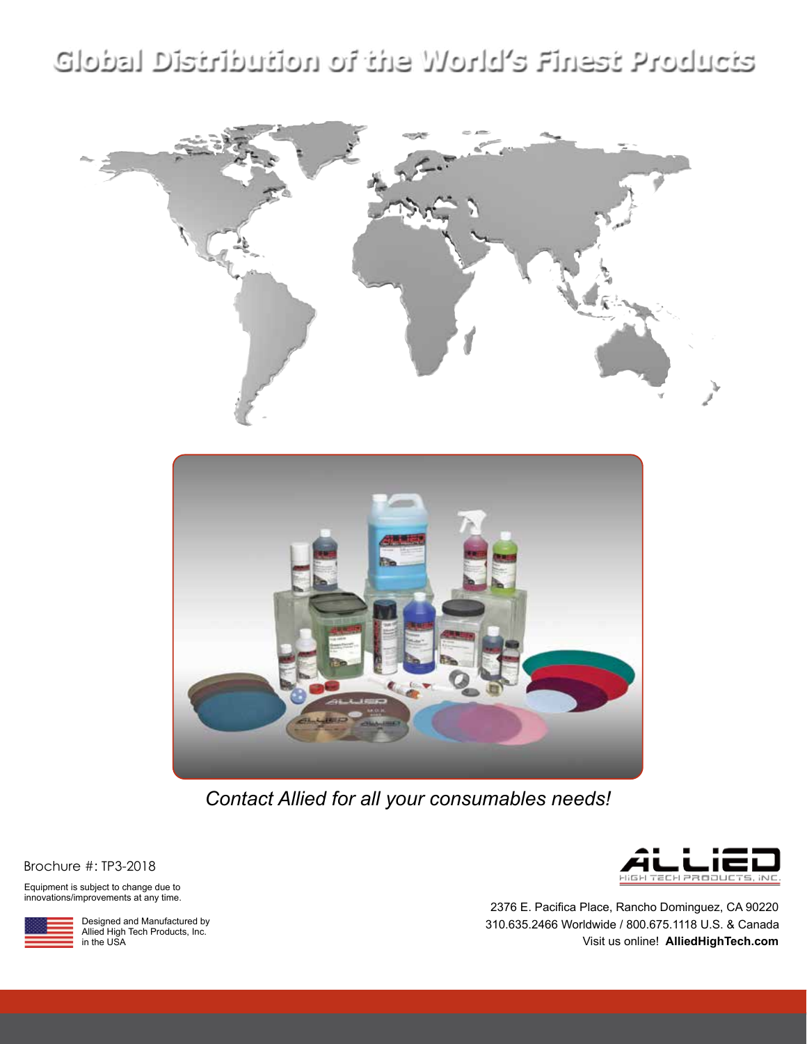# Global Distribution of the World's Finest Products

*Contact Allied for all your consumables needs!*

Brochure #: TP3-2018

Equipment is subject to change due to innovations/improvements at any time.

Designed and Manufactured by Allied High Tech Products, Inc. in the USA

ALLIED HIGH TECH PRODUCTS, INC.

2376 E. Pacifica Place, Rancho Dominguez, CA 90220
310.635.2466 Worldwide / 800.675.1118 U.S. & Canada
Visit us online! **AlliedHighTech.com**